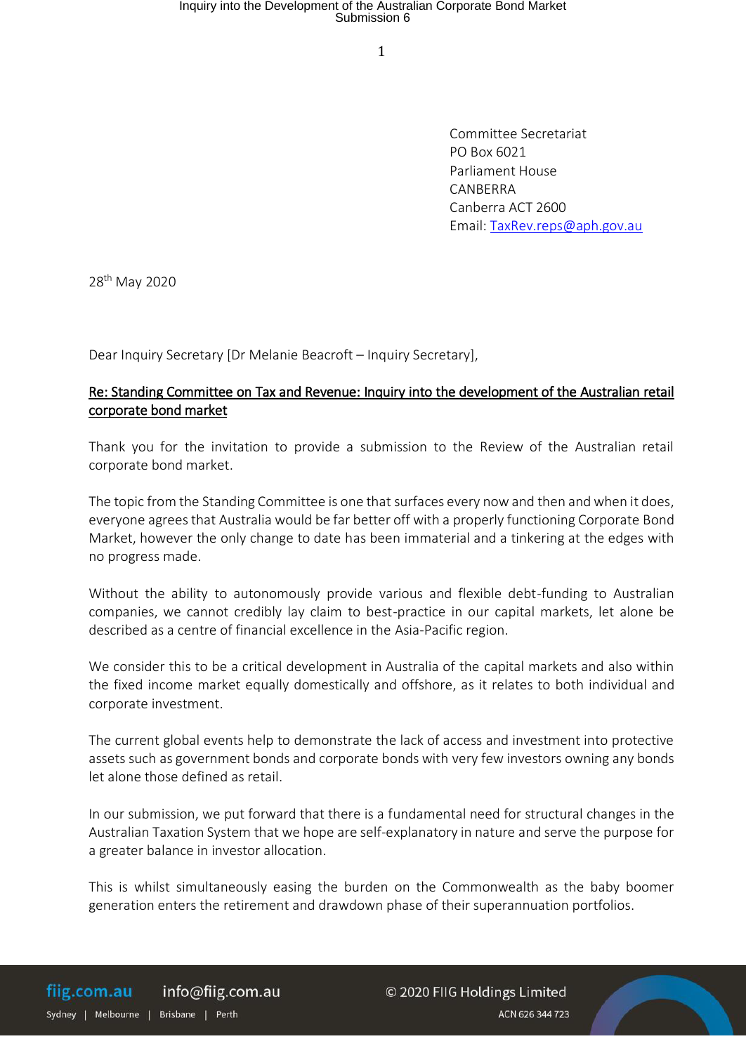Committee Secretariat
PO Box 6021
Parliament House
CANBERRA
Canberra ACT 2600
Email: TaxRev.reps@aph.gov.au

28th May 2020

Dear Inquiry Secretary [Dr Melanie Beacroft – Inquiry Secretary],

**Re: Standing Committee on Tax and Revenue: Inquiry into the development of the Australian retail corporate bond market**

Thank you for the invitation to provide a submission to the Review of the Australian retail corporate bond market.

The topic from the Standing Committee is one that surfaces every now and then and when it does, everyone agrees that Australia would be far better off with a properly functioning Corporate Bond Market, however the only change to date has been immaterial and a tinkering at the edges with no progress made.

Without the ability to autonomously provide various and flexible debt-funding to Australian companies, we cannot credibly lay claim to best-practice in our capital markets, let alone be described as a centre of financial excellence in the Asia-Pacific region.

We consider this to be a critical development in Australia of the capital markets and also within the fixed income market equally domestically and offshore, as it relates to both individual and corporate investment.

The current global events help to demonstrate the lack of access and investment into protective assets such as government bonds and corporate bonds with very few investors owning any bonds let alone those defined as retail.

In our submission, we put forward that there is a fundamental need for structural changes in the Australian Taxation System that we hope are self-explanatory in nature and serve the purpose for a greater balance in investor allocation.

This is whilst simultaneously easing the burden on the Commonwealth as the baby boomer generation enters the retirement and drawdown phase of their superannuation portfolios.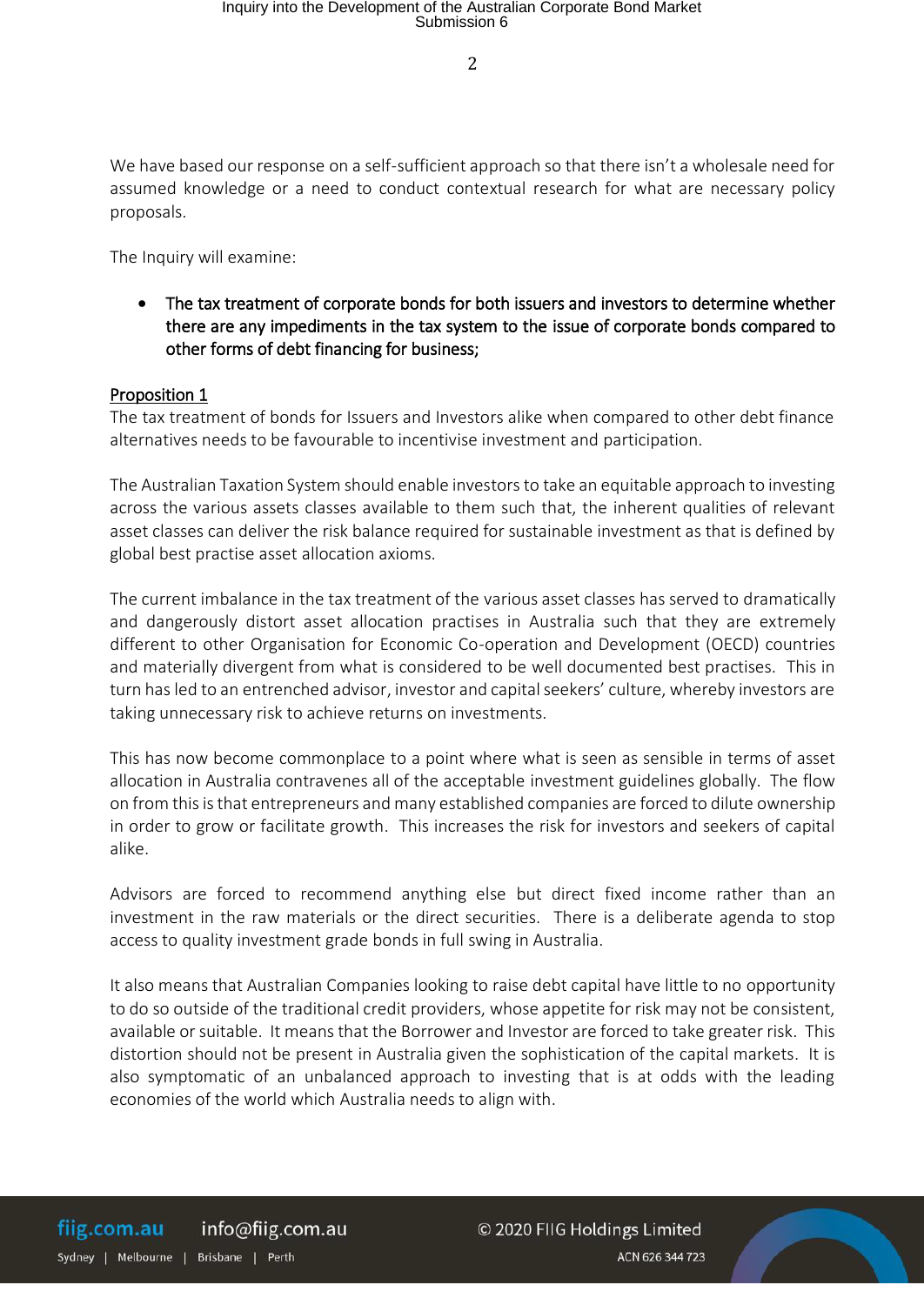We have based our response on a self-sufficient approach so that there isn't a wholesale need for assumed knowledge or a need to conduct contextual research for what are necessary policy proposals.

The Inquiry will examine:

- **The tax treatment of corporate bonds for both issuers and investors to determine whether there are any impediments in the tax system to the issue of corporate bonds compared to other forms of debt financing for business;**

<u>Proposition 1</u>

The tax treatment of bonds for Issuers and Investors alike when compared to other debt finance alternatives needs to be favourable to incentivise investment and participation.

The Australian Taxation System should enable investors to take an equitable approach to investing across the various assets classes available to them such that, the inherent qualities of relevant asset classes can deliver the risk balance required for sustainable investment as that is defined by global best practise asset allocation axioms.

The current imbalance in the tax treatment of the various asset classes has served to dramatically and dangerously distort asset allocation practises in Australia such that they are extremely different to other Organisation for Economic Co-operation and Development (OECD) countries and materially divergent from what is considered to be well documented best practises. This in turn has led to an entrenched advisor, investor and capital seekers' culture, whereby investors are taking unnecessary risk to achieve returns on investments.

This has now become commonplace to a point where what is seen as sensible in terms of asset allocation in Australia contravenes all of the acceptable investment guidelines globally. The flow on from this is that entrepreneurs and many established companies are forced to dilute ownership in order to grow or facilitate growth. This increases the risk for investors and seekers of capital alike.

Advisors are forced to recommend anything else but direct fixed income rather than an investment in the raw materials or the direct securities. There is a deliberate agenda to stop access to quality investment grade bonds in full swing in Australia.

It also means that Australian Companies looking to raise debt capital have little to no opportunity to do so outside of the traditional credit providers, whose appetite for risk may not be consistent, available or suitable. It means that the Borrower and Investor are forced to take greater risk. This distortion should not be present in Australia given the sophistication of the capital markets. It is also symptomatic of an unbalanced approach to investing that is at odds with the leading economies of the world which Australia needs to align with.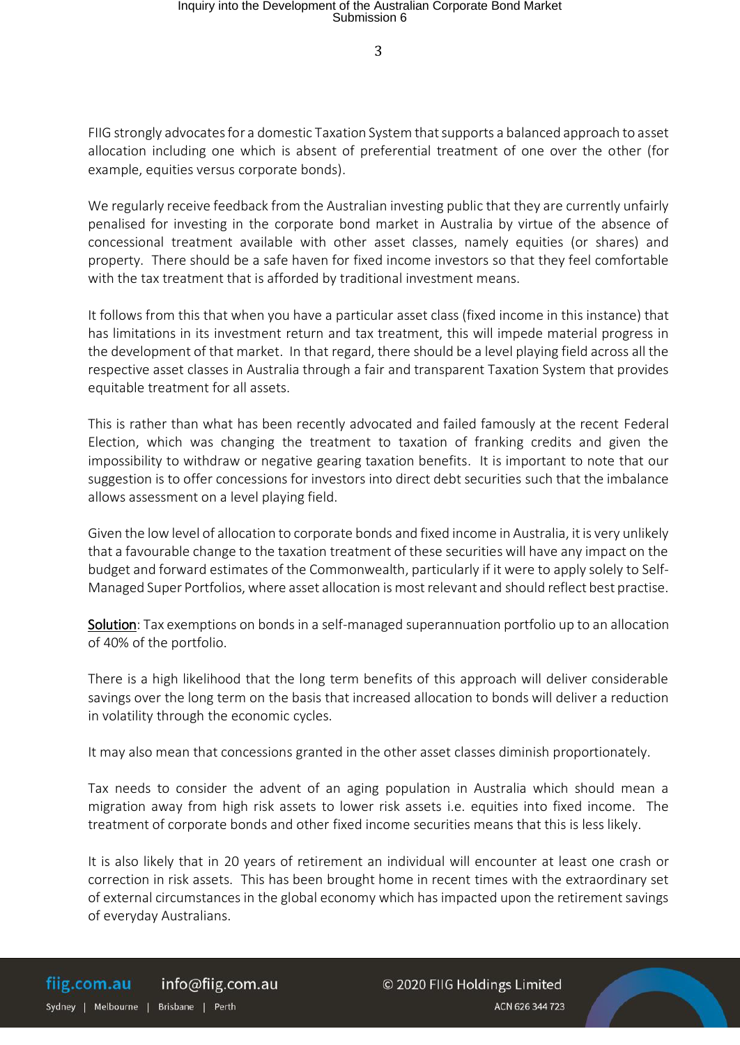FIIG strongly advocates for a domestic Taxation System that supports a balanced approach to asset allocation including one which is absent of preferential treatment of one over the other (for example, equities versus corporate bonds).

We regularly receive feedback from the Australian investing public that they are currently unfairly penalised for investing in the corporate bond market in Australia by virtue of the absence of concessional treatment available with other asset classes, namely equities (or shares) and property. There should be a safe haven for fixed income investors so that they feel comfortable with the tax treatment that is afforded by traditional investment means.

It follows from this that when you have a particular asset class (fixed income in this instance) that has limitations in its investment return and tax treatment, this will impede material progress in the development of that market. In that regard, there should be a level playing field across all the respective asset classes in Australia through a fair and transparent Taxation System that provides equitable treatment for all assets.

This is rather than what has been recently advocated and failed famously at the recent Federal Election, which was changing the treatment to taxation of franking credits and given the impossibility to withdraw or negative gearing taxation benefits. It is important to note that our suggestion is to offer concessions for investors into direct debt securities such that the imbalance allows assessment on a level playing field.

Given the low level of allocation to corporate bonds and fixed income in Australia, it is very unlikely that a favourable change to the taxation treatment of these securities will have any impact on the budget and forward estimates of the Commonwealth, particularly if it were to apply solely to Self-Managed Super Portfolios, where asset allocation is most relevant and should reflect best practise.

Solution: Tax exemptions on bonds in a self-managed superannuation portfolio up to an allocation of 40% of the portfolio.

There is a high likelihood that the long term benefits of this approach will deliver considerable savings over the long term on the basis that increased allocation to bonds will deliver a reduction in volatility through the economic cycles.

It may also mean that concessions granted in the other asset classes diminish proportionately.

Tax needs to consider the advent of an aging population in Australia which should mean a migration away from high risk assets to lower risk assets i.e. equities into fixed income. The treatment of corporate bonds and other fixed income securities means that this is less likely.

It is also likely that in 20 years of retirement an individual will encounter at least one crash or correction in risk assets. This has been brought home in recent times with the extraordinary set of external circumstances in the global economy which has impacted upon the retirement savings of everyday Australians.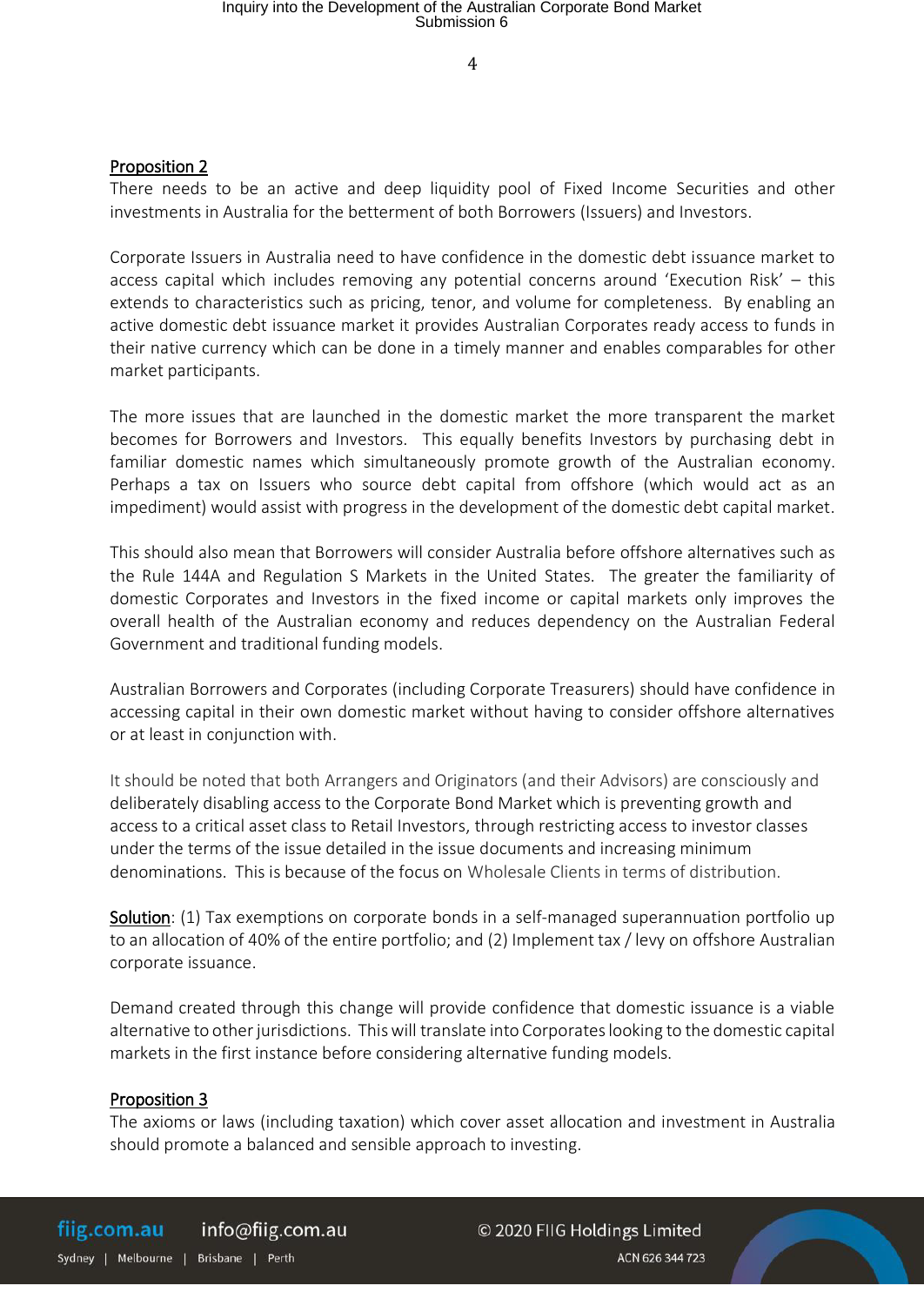**Proposition 2**

There needs to be an active and deep liquidity pool of Fixed Income Securities and other investments in Australia for the betterment of both Borrowers (Issuers) and Investors.

Corporate Issuers in Australia need to have confidence in the domestic debt issuance market to access capital which includes removing any potential concerns around 'Execution Risk' – this extends to characteristics such as pricing, tenor, and volume for completeness. By enabling an active domestic debt issuance market it provides Australian Corporates ready access to funds in their native currency which can be done in a timely manner and enables comparables for other market participants.

The more issues that are launched in the domestic market the more transparent the market becomes for Borrowers and Investors. This equally benefits Investors by purchasing debt in familiar domestic names which simultaneously promote growth of the Australian economy. Perhaps a tax on Issuers who source debt capital from offshore (which would act as an impediment) would assist with progress in the development of the domestic debt capital market.

This should also mean that Borrowers will consider Australia before offshore alternatives such as the Rule 144A and Regulation S Markets in the United States. The greater the familiarity of domestic Corporates and Investors in the fixed income or capital markets only improves the overall health of the Australian economy and reduces dependency on the Australian Federal Government and traditional funding models.

Australian Borrowers and Corporates (including Corporate Treasurers) should have confidence in accessing capital in their own domestic market without having to consider offshore alternatives or at least in conjunction with.

It should be noted that both Arrangers and Originators (and their Advisors) are consciously and deliberately disabling access to the Corporate Bond Market which is preventing growth and access to a critical asset class to Retail Investors, through restricting access to investor classes under the terms of the issue detailed in the issue documents and increasing minimum denominations. This is because of the focus on Wholesale Clients in terms of distribution.

**Solution**: (1) Tax exemptions on corporate bonds in a self-managed superannuation portfolio up to an allocation of 40% of the entire portfolio; and (2) Implement tax / levy on offshore Australian corporate issuance.

Demand created through this change will provide confidence that domestic issuance is a viable alternative to other jurisdictions. This will translate into Corporates looking to the domestic capital markets in the first instance before considering alternative funding models.

**Proposition 3**

The axioms or laws (including taxation) which cover asset allocation and investment in Australia should promote a balanced and sensible approach to investing.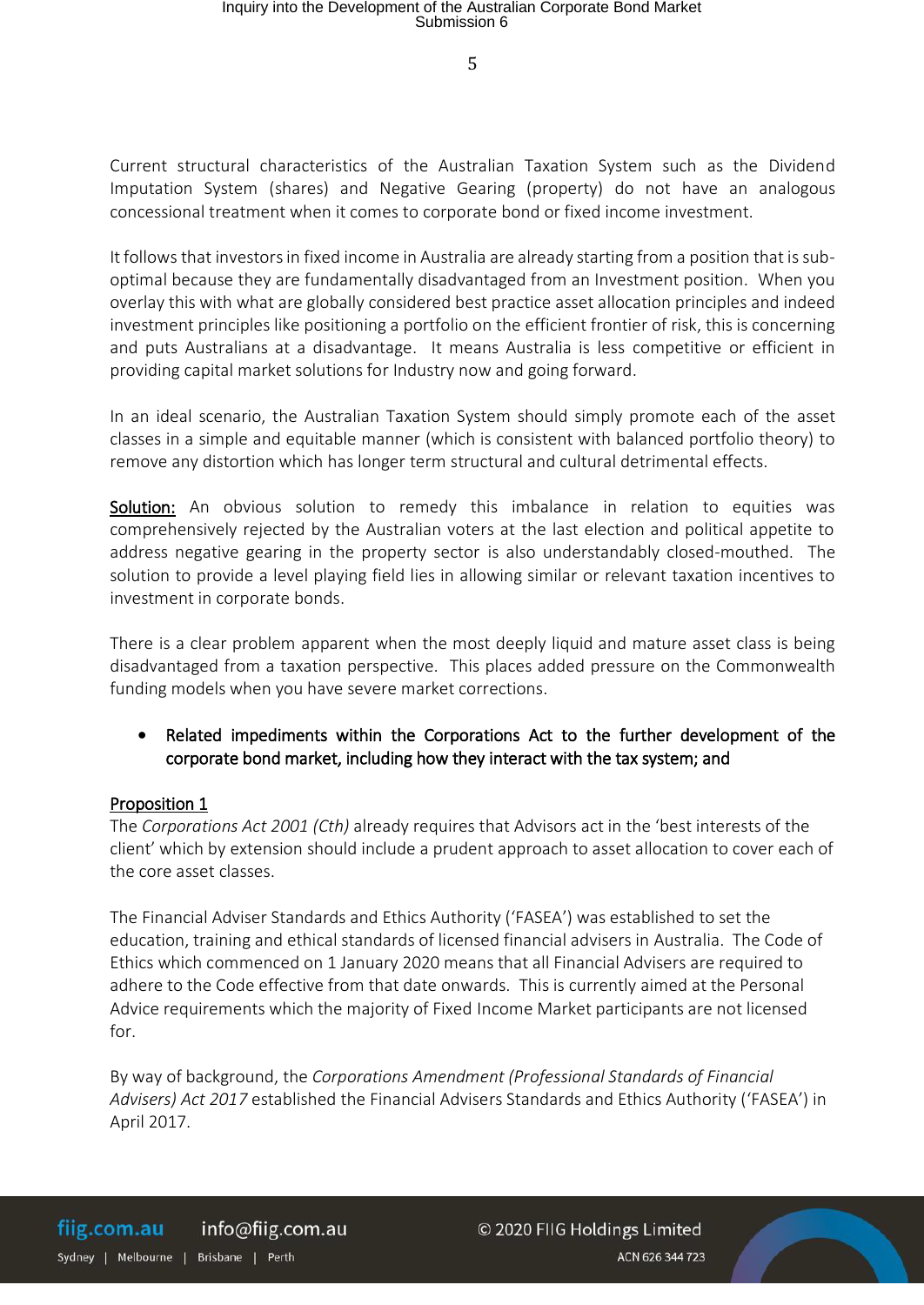Current structural characteristics of the Australian Taxation System such as the Dividend Imputation System (shares) and Negative Gearing (property) do not have an analogous concessional treatment when it comes to corporate bond or fixed income investment.

It follows that investors in fixed income in Australia are already starting from a position that is sub-optimal because they are fundamentally disadvantaged from an Investment position. When you overlay this with what are globally considered best practice asset allocation principles and indeed investment principles like positioning a portfolio on the efficient frontier of risk, this is concerning and puts Australians at a disadvantage. It means Australia is less competitive or efficient in providing capital market solutions for Industry now and going forward.

In an ideal scenario, the Australian Taxation System should simply promote each of the asset classes in a simple and equitable manner (which is consistent with balanced portfolio theory) to remove any distortion which has longer term structural and cultural detrimental effects.

**<u>Solution:</u>** An obvious solution to remedy this imbalance in relation to equities was comprehensively rejected by the Australian voters at the last election and political appetite to address negative gearing in the property sector is also understandably closed-mouthed. The solution to provide a level playing field lies in allowing similar or relevant taxation incentives to investment in corporate bonds.

There is a clear problem apparent when the most deeply liquid and mature asset class is being disadvantaged from a taxation perspective. This places added pressure on the Commonwealth funding models when you have severe market corrections.

- Related impediments within the Corporations Act to the further development of the corporate bond market, including how they interact with the tax system; and

<u>Proposition 1</u>

The *Corporations Act 2001 (Cth)* already requires that Advisors act in the 'best interests of the client' which by extension should include a prudent approach to asset allocation to cover each of the core asset classes.

The Financial Adviser Standards and Ethics Authority ('FASEA') was established to set the education, training and ethical standards of licensed financial advisers in Australia. The Code of Ethics which commenced on 1 January 2020 means that all Financial Advisers are required to adhere to the Code effective from that date onwards. This is currently aimed at the Personal Advice requirements which the majority of Fixed Income Market participants are not licensed for.

By way of background, the *Corporations Amendment (Professional Standards of Financial Advisers) Act 2017* established the Financial Advisers Standards and Ethics Authority ('FASEA') in April 2017.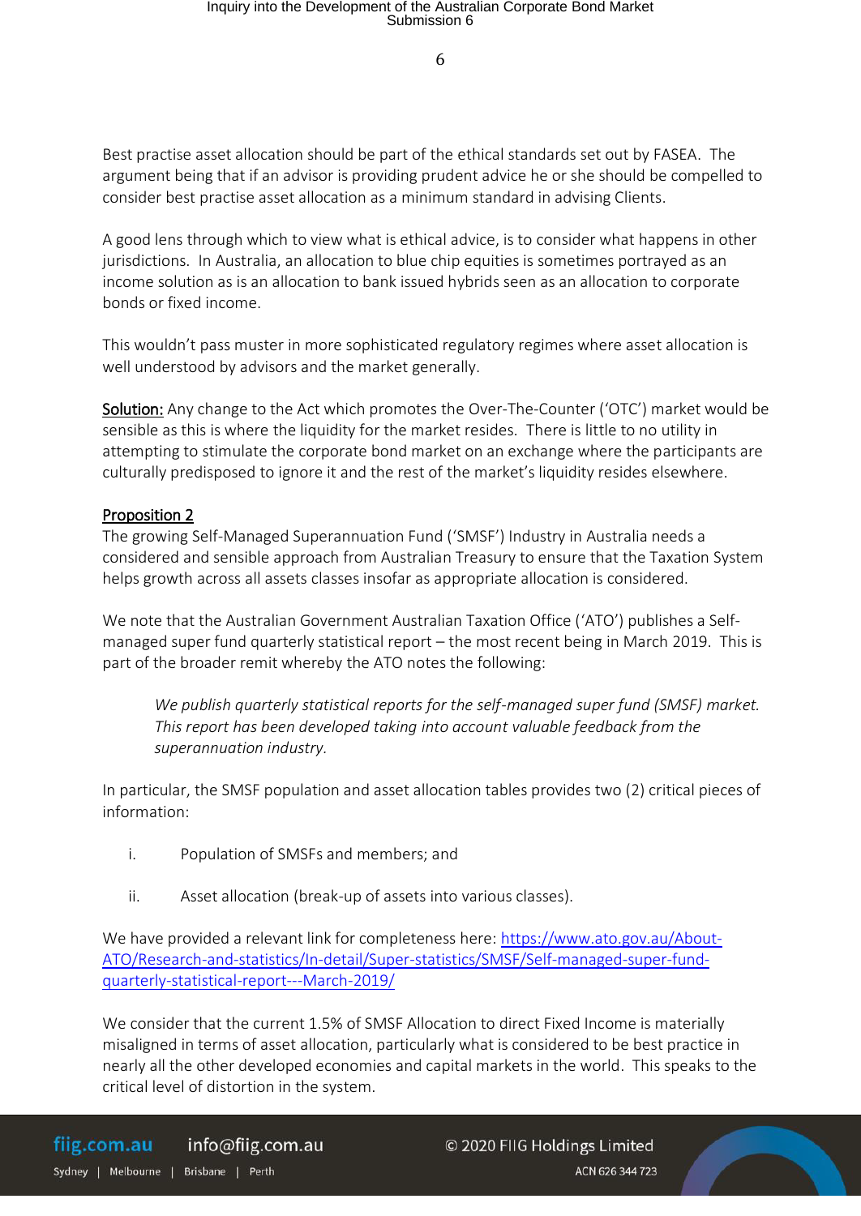Best practise asset allocation should be part of the ethical standards set out by FASEA. The argument being that if an advisor is providing prudent advice he or she should be compelled to consider best practise asset allocation as a minimum standard in advising Clients.

A good lens through which to view what is ethical advice, is to consider what happens in other jurisdictions. In Australia, an allocation to blue chip equities is sometimes portrayed as an income solution as is an allocation to bank issued hybrids seen as an allocation to corporate bonds or fixed income.

This wouldn't pass muster in more sophisticated regulatory regimes where asset allocation is well understood by advisors and the market generally.

**Solution:** Any change to the Act which promotes the Over-The-Counter ('OTC') market would be sensible as this is where the liquidity for the market resides. There is little to no utility in attempting to stimulate the corporate bond market on an exchange where the participants are culturally predisposed to ignore it and the rest of the market's liquidity resides elsewhere.

**Proposition 2**

The growing Self-Managed Superannuation Fund ('SMSF') Industry in Australia needs a considered and sensible approach from Australian Treasury to ensure that the Taxation System helps growth across all assets classes insofar as appropriate allocation is considered.

We note that the Australian Government Australian Taxation Office ('ATO') publishes a Self-managed super fund quarterly statistical report – the most recent being in March 2019. This is part of the broader remit whereby the ATO notes the following:

> *We publish quarterly statistical reports for the self-managed super fund (SMSF) market. This report has been developed taking into account valuable feedback from the superannuation industry.*

In particular, the SMSF population and asset allocation tables provides two (2) critical pieces of information:

i. Population of SMSFs and members; and

ii. Asset allocation (break-up of assets into various classes).

We have provided a relevant link for completeness here: https://www.ato.gov.au/About-ATO/Research-and-statistics/In-detail/Super-statistics/SMSF/Self-managed-super-fund-quarterly-statistical-report---March-2019/

We consider that the current 1.5% of SMSF Allocation to direct Fixed Income is materially misaligned in terms of asset allocation, particularly what is considered to be best practice in nearly all the other developed economies and capital markets in the world. This speaks to the critical level of distortion in the system.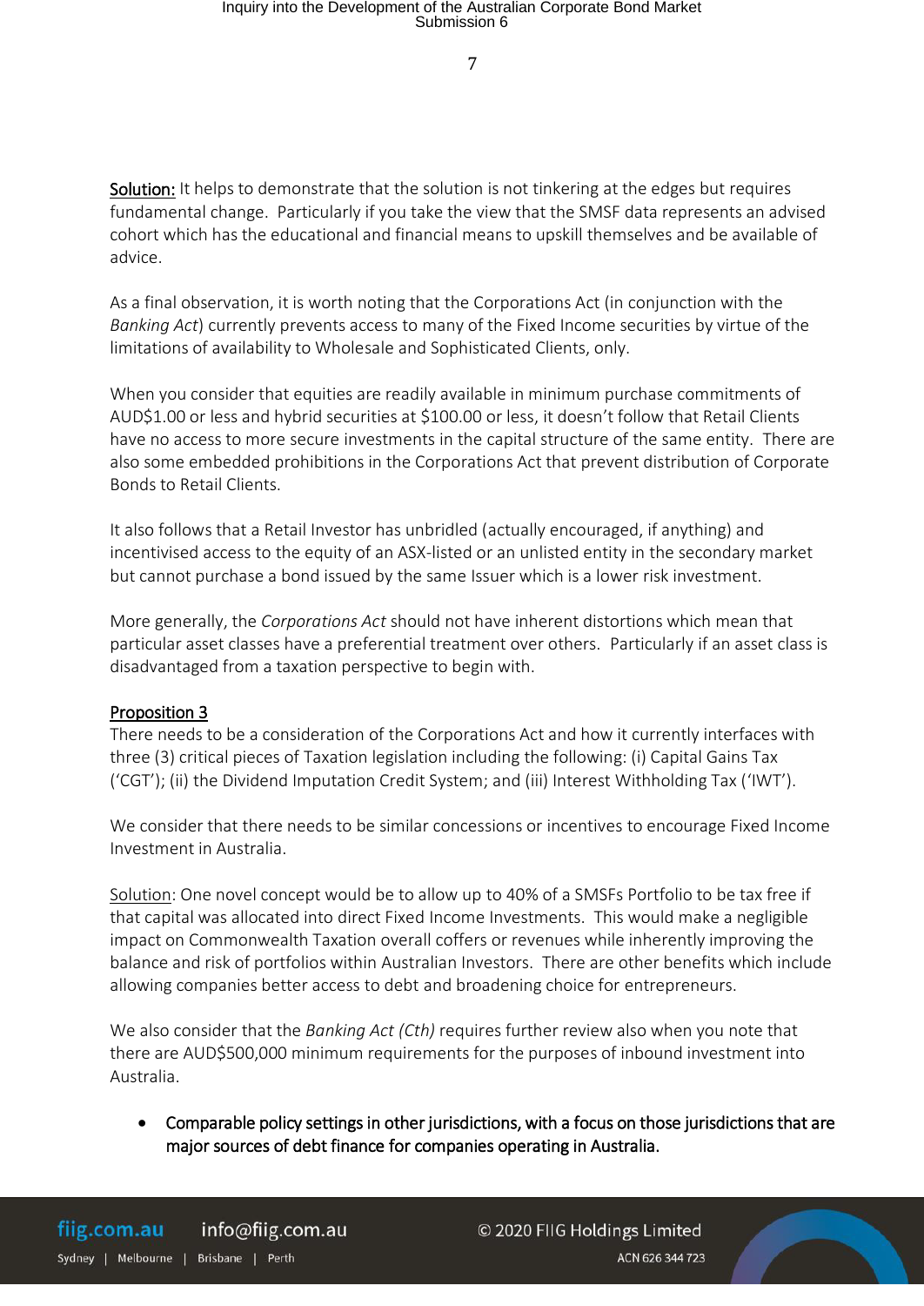<u>**Solution:**</u> It helps to demonstrate that the solution is not tinkering at the edges but requires fundamental change. Particularly if you take the view that the SMSF data represents an advised cohort which has the educational and financial means to upskill themselves and be available of advice.

As a final observation, it is worth noting that the Corporations Act (in conjunction with the *Banking Act*) currently prevents access to many of the Fixed Income securities by virtue of the limitations of availability to Wholesale and Sophisticated Clients, only.

When you consider that equities are readily available in minimum purchase commitments of AUD$1.00 or less and hybrid securities at $100.00 or less, it doesn't follow that Retail Clients have no access to more secure investments in the capital structure of the same entity. There are also some embedded prohibitions in the Corporations Act that prevent distribution of Corporate Bonds to Retail Clients.

It also follows that a Retail Investor has unbridled (actually encouraged, if anything) and incentivised access to the equity of an ASX-listed or an unlisted entity in the secondary market but cannot purchase a bond issued by the same Issuer which is a lower risk investment.

More generally, the *Corporations Act* should not have inherent distortions which mean that particular asset classes have a preferential treatment over others. Particularly if an asset class is disadvantaged from a taxation perspective to begin with.

<u>Proposition 3</u>

There needs to be a consideration of the Corporations Act and how it currently interfaces with three (3) critical pieces of Taxation legislation including the following: (i) Capital Gains Tax ('CGT'); (ii) the Dividend Imputation Credit System; and (iii) Interest Withholding Tax ('IWT').

We consider that there needs to be similar concessions or incentives to encourage Fixed Income Investment in Australia.

<u>Solution</u>: One novel concept would be to allow up to 40% of a SMSFs Portfolio to be tax free if that capital was allocated into direct Fixed Income Investments. This would make a negligible impact on Commonwealth Taxation overall coffers or revenues while inherently improving the balance and risk of portfolios within Australian Investors. There are other benefits which include allowing companies better access to debt and broadening choice for entrepreneurs.

We also consider that the *Banking Act (Cth)* requires further review also when you note that there are AUD$500,000 minimum requirements for the purposes of inbound investment into Australia.

- **Comparable policy settings in other jurisdictions, with a focus on those jurisdictions that are major sources of debt finance for companies operating in Australia.**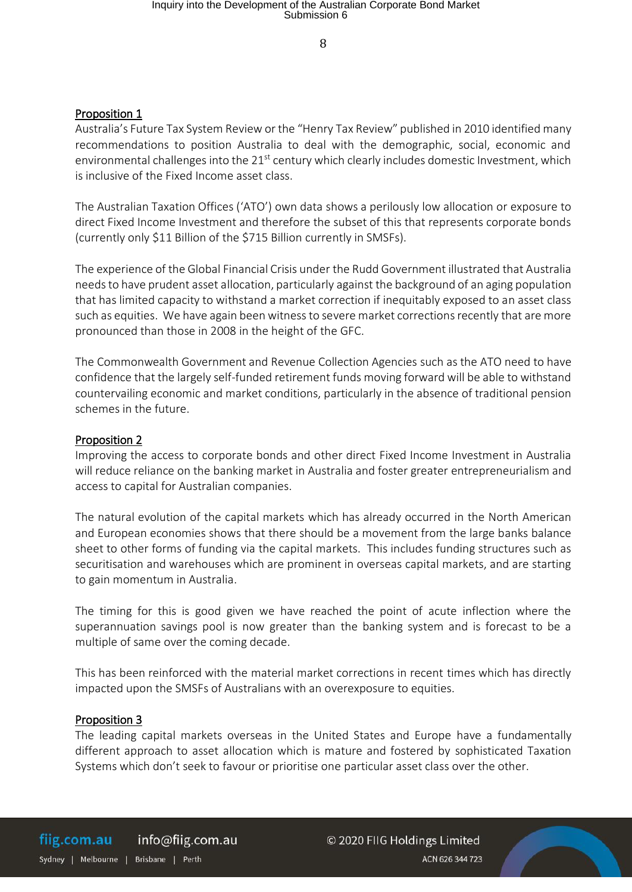**Proposition 1**

Australia's Future Tax System Review or the "Henry Tax Review" published in 2010 identified many recommendations to position Australia to deal with the demographic, social, economic and environmental challenges into the 21st century which clearly includes domestic Investment, which is inclusive of the Fixed Income asset class.

The Australian Taxation Offices ('ATO') own data shows a perilously low allocation or exposure to direct Fixed Income Investment and therefore the subset of this that represents corporate bonds (currently only $11 Billion of the $715 Billion currently in SMSFs).

The experience of the Global Financial Crisis under the Rudd Government illustrated that Australia needs to have prudent asset allocation, particularly against the background of an aging population that has limited capacity to withstand a market correction if inequitably exposed to an asset class such as equities. We have again been witness to severe market corrections recently that are more pronounced than those in 2008 in the height of the GFC.

The Commonwealth Government and Revenue Collection Agencies such as the ATO need to have confidence that the largely self-funded retirement funds moving forward will be able to withstand countervailing economic and market conditions, particularly in the absence of traditional pension schemes in the future.

**Proposition 2**

Improving the access to corporate bonds and other direct Fixed Income Investment in Australia will reduce reliance on the banking market in Australia and foster greater entrepreneurialism and access to capital for Australian companies.

The natural evolution of the capital markets which has already occurred in the North American and European economies shows that there should be a movement from the large banks balance sheet to other forms of funding via the capital markets. This includes funding structures such as securitisation and warehouses which are prominent in overseas capital markets, and are starting to gain momentum in Australia.

The timing for this is good given we have reached the point of acute inflection where the superannuation savings pool is now greater than the banking system and is forecast to be a multiple of same over the coming decade.

This has been reinforced with the material market corrections in recent times which has directly impacted upon the SMSFs of Australians with an overexposure to equities.

**Proposition 3**

The leading capital markets overseas in the United States and Europe have a fundamentally different approach to asset allocation which is mature and fostered by sophisticated Taxation Systems which don't seek to favour or prioritise one particular asset class over the other.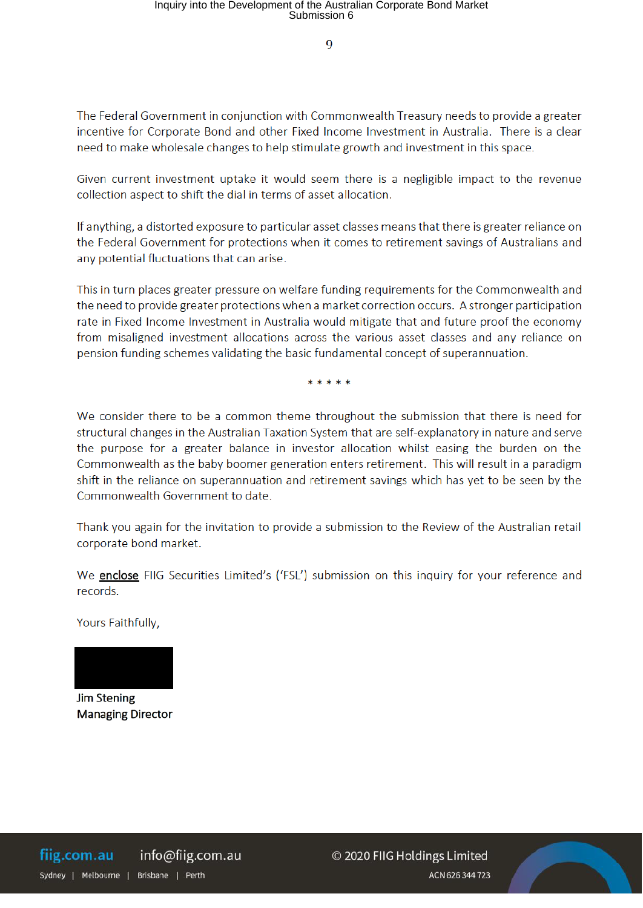The Federal Government in conjunction with Commonwealth Treasury needs to provide a greater incentive for Corporate Bond and other Fixed Income Investment in Australia. There is a clear need to make wholesale changes to help stimulate growth and investment in this space.

Given current investment uptake it would seem there is a negligible impact to the revenue collection aspect to shift the dial in terms of asset allocation.

If anything, a distorted exposure to particular asset classes means that there is greater reliance on the Federal Government for protections when it comes to retirement savings of Australians and any potential fluctuations that can arise.

This in turn places greater pressure on welfare funding requirements for the Commonwealth and the need to provide greater protections when a market correction occurs. A stronger participation rate in Fixed Income Investment in Australia would mitigate that and future proof the economy from misaligned investment allocations across the various asset classes and any reliance on pension funding schemes validating the basic fundamental concept of superannuation.

\* \* \* \* \*

We consider there to be a common theme throughout the submission that there is need for structural changes in the Australian Taxation System that are self-explanatory in nature and serve the purpose for a greater balance in investor allocation whilst easing the burden on the Commonwealth as the baby boomer generation enters retirement. This will result in a paradigm shift in the reliance on superannuation and retirement savings which has yet to be seen by the Commonwealth Government to date.

Thank you again for the invitation to provide a submission to the Review of the Australian retail corporate bond market.

We **enclose** FIIG Securities Limited's ('FSL') submission on this inquiry for your reference and records.

Yours Faithfully,

**Jim Stening**
**Managing Director**

fiig.com.au info@fiig.com.au
Sydney | Melbourne | Brisbane | Perth

© 2020 FIIG Holdings Limited
ACN 626 344 723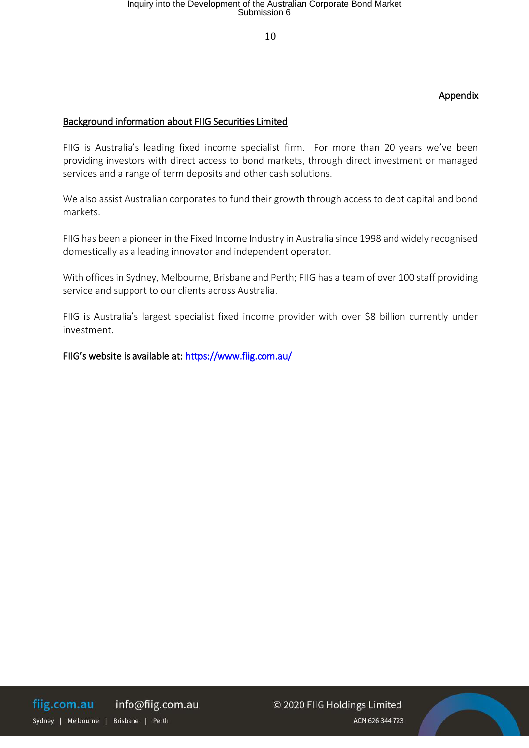Appendix

## Background information about FIIG Securities Limited

FIIG is Australia's leading fixed income specialist firm. For more than 20 years we've been providing investors with direct access to bond markets, through direct investment or managed services and a range of term deposits and other cash solutions.

We also assist Australian corporates to fund their growth through access to debt capital and bond markets.

FIIG has been a pioneer in the Fixed Income Industry in Australia since 1998 and widely recognised domestically as a leading innovator and independent operator.

With offices in Sydney, Melbourne, Brisbane and Perth; FIIG has a team of over 100 staff providing service and support to our clients across Australia.

FIIG is Australia's largest specialist fixed income provider with over $8 billion currently under investment.

**FIIG's website is available at:** https://www.fiig.com.au/